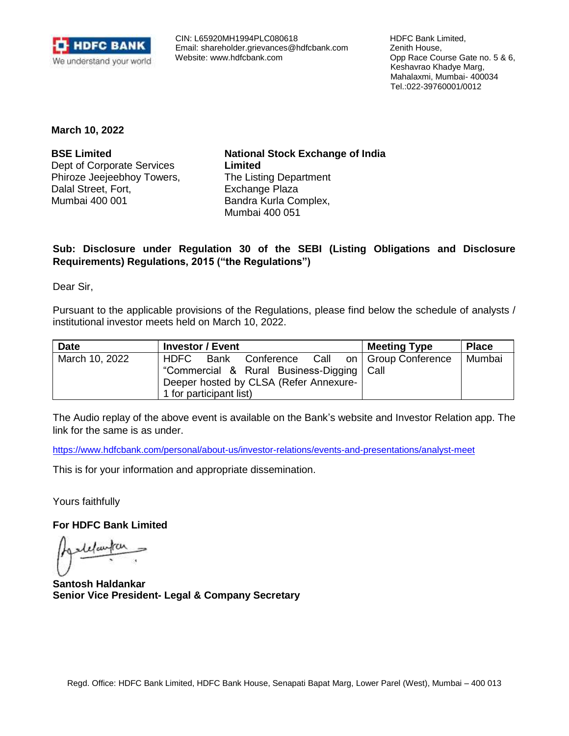HDFC BANK
We understand your world

CIN: L65920MH1994PLC080618
Email: shareholder.grievances@hdfcbank.com
Website: www.hdfcbank.com

HDFC Bank Limited,
Zenith House,
Opp Race Course Gate no. 5 & 6,
Keshavrao Khadye Marg,
Mahalaxmi, Mumbai- 400034
Tel.:022-39760001/0012

**March 10, 2022**

**BSE Limited**
Dept of Corporate Services
Phiroze Jeejeebhoy Towers,
Dalal Street, Fort,
Mumbai 400 001

**National Stock Exchange of India Limited**
The Listing Department
Exchange Plaza
Bandra Kurla Complex,
Mumbai 400 051

**Sub: Disclosure under Regulation 30 of the SEBI (Listing Obligations and Disclosure Requirements) Regulations, 2015 ("the Regulations")**

Dear Sir,

Pursuant to the applicable provisions of the Regulations, please find below the schedule of analysts / institutional investor meets held on March 10, 2022.

| Date | Investor / Event | Meeting Type | Place |
|---|---|---|---|
| March 10, 2022 | HDFC Bank Conference Call on "Commercial & Rural Business-Digging Deeper hosted by CLSA (Refer Annexure-1 for participant list) | Group Conference Call | Mumbai |

The Audio replay of the above event is available on the Bank's website and Investor Relation app. The link for the same is as under.

https://www.hdfcbank.com/personal/about-us/investor-relations/events-and-presentations/analyst-meet

This is for your information and appropriate dissemination.

Yours faithfully

**For HDFC Bank Limited**

**Santosh Haldankar**
**Senior Vice President- Legal & Company Secretary**

Regd. Office: HDFC Bank Limited, HDFC Bank House, Senapati Bapat Marg, Lower Parel (West), Mumbai – 400 013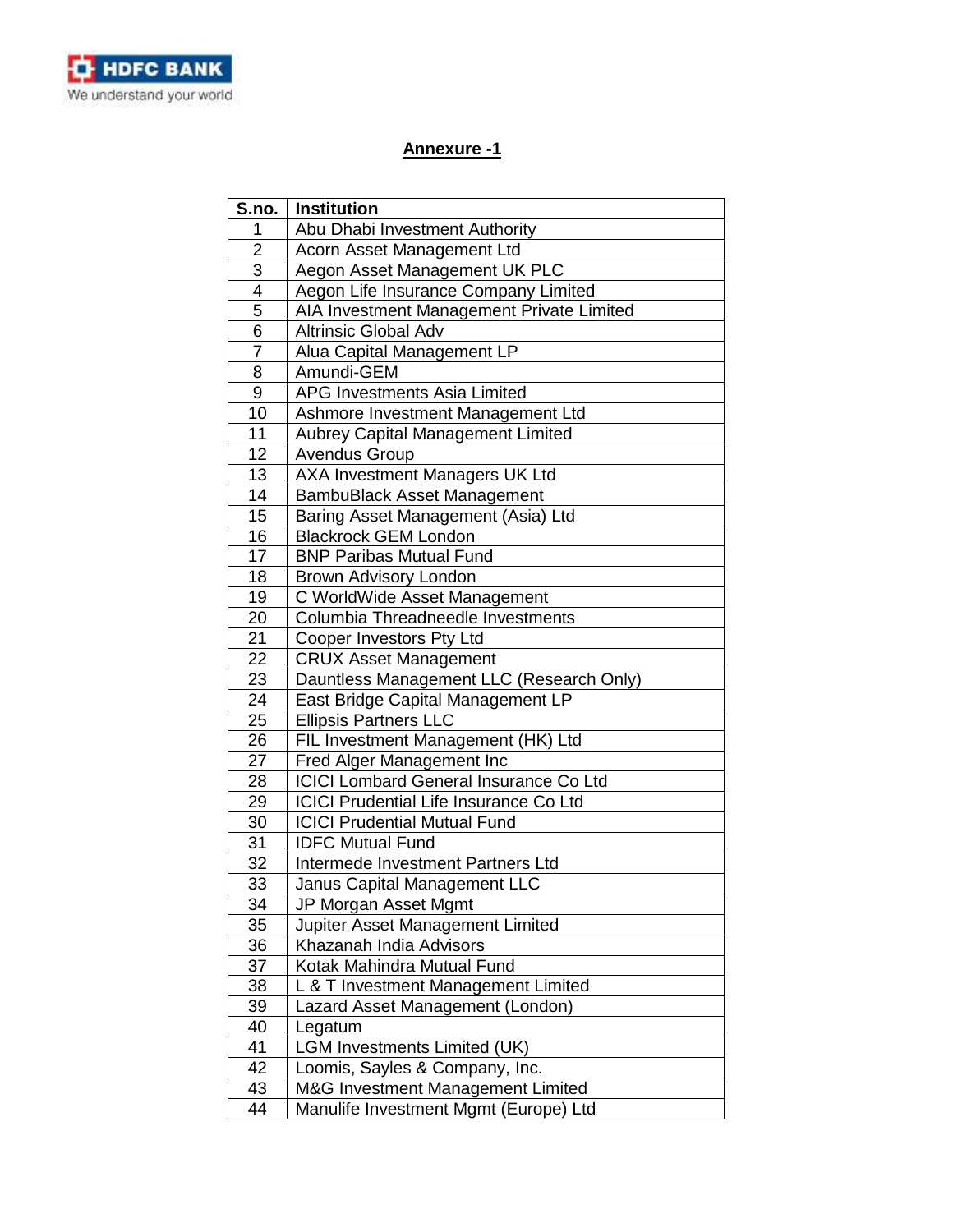**HDFC BANK**
We understand your world

## Annexure -1

| S.no. | Institution |
|---|---|
| 1 | Abu Dhabi Investment Authority |
| 2 | Acorn Asset Management Ltd |
| 3 | Aegon Asset Management UK PLC |
| 4 | Aegon Life Insurance Company Limited |
| 5 | AIA Investment Management Private Limited |
| 6 | Altrinsic Global Adv |
| 7 | Alua Capital Management LP |
| 8 | Amundi-GEM |
| 9 | APG Investments Asia Limited |
| 10 | Ashmore Investment Management Ltd |
| 11 | Aubrey Capital Management Limited |
| 12 | Avendus Group |
| 13 | AXA Investment Managers UK Ltd |
| 14 | BambuBlack Asset Management |
| 15 | Baring Asset Management (Asia) Ltd |
| 16 | Blackrock GEM London |
| 17 | BNP Paribas Mutual Fund |
| 18 | Brown Advisory London |
| 19 | C WorldWide Asset Management |
| 20 | Columbia Threadneedle Investments |
| 21 | Cooper Investors Pty Ltd |
| 22 | CRUX Asset Management |
| 23 | Dauntless Management LLC (Research Only) |
| 24 | East Bridge Capital Management LP |
| 25 | Ellipsis Partners LLC |
| 26 | FIL Investment Management (HK) Ltd |
| 27 | Fred Alger Management Inc |
| 28 | ICICI Lombard General Insurance Co Ltd |
| 29 | ICICI Prudential Life Insurance Co Ltd |
| 30 | ICICI Prudential Mutual Fund |
| 31 | IDFC Mutual Fund |
| 32 | Intermede Investment Partners Ltd |
| 33 | Janus Capital Management LLC |
| 34 | JP Morgan Asset Mgmt |
| 35 | Jupiter Asset Management Limited |
| 36 | Khazanah India Advisors |
| 37 | Kotak Mahindra Mutual Fund |
| 38 | L & T Investment Management Limited |
| 39 | Lazard Asset Management (London) |
| 40 | Legatum |
| 41 | LGM Investments Limited (UK) |
| 42 | Loomis, Sayles & Company, Inc. |
| 43 | M&G Investment Management Limited |
| 44 | Manulife Investment Mgmt (Europe) Ltd |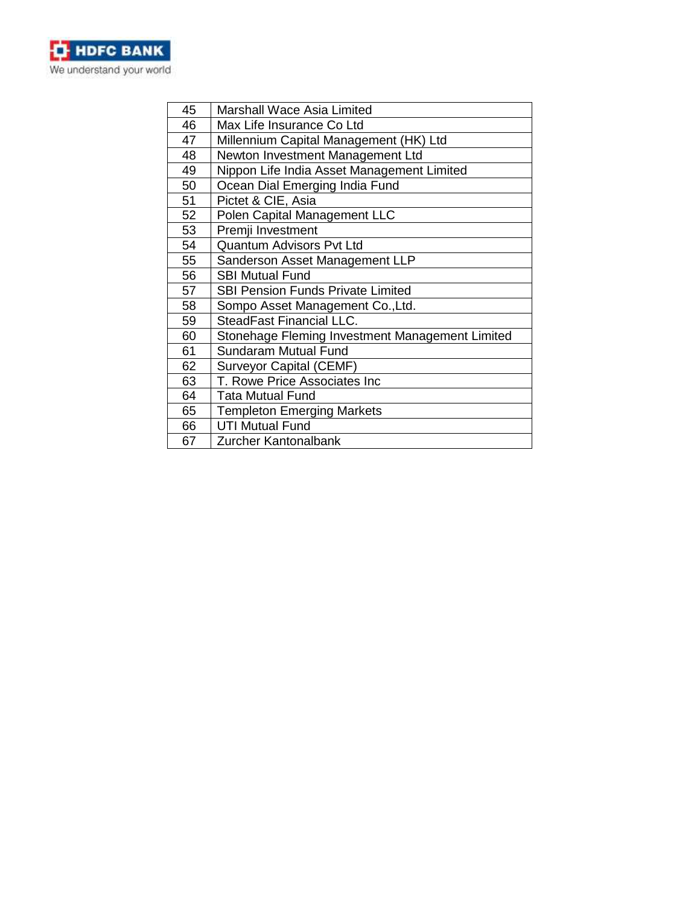| | |
|---|---|
| 45 | Marshall Wace Asia Limited |
| 46 | Max Life Insurance Co Ltd |
| 47 | Millennium Capital Management (HK) Ltd |
| 48 | Newton Investment Management Ltd |
| 49 | Nippon Life India Asset Management Limited |
| 50 | Ocean Dial Emerging India Fund |
| 51 | Pictet & CIE, Asia |
| 52 | Polen Capital Management LLC |
| 53 | Premji Investment |
| 54 | Quantum Advisors Pvt Ltd |
| 55 | Sanderson Asset Management LLP |
| 56 | SBI Mutual Fund |
| 57 | SBI Pension Funds Private Limited |
| 58 | Sompo Asset Management Co.,Ltd. |
| 59 | SteadFast Financial LLC. |
| 60 | Stonehage Fleming Investment Management Limited |
| 61 | Sundaram Mutual Fund |
| 62 | Surveyor Capital (CEMF) |
| 63 | T. Rowe Price Associates Inc |
| 64 | Tata Mutual Fund |
| 65 | Templeton Emerging Markets |
| 66 | UTI Mutual Fund |
| 67 | Zurcher Kantonalbank |